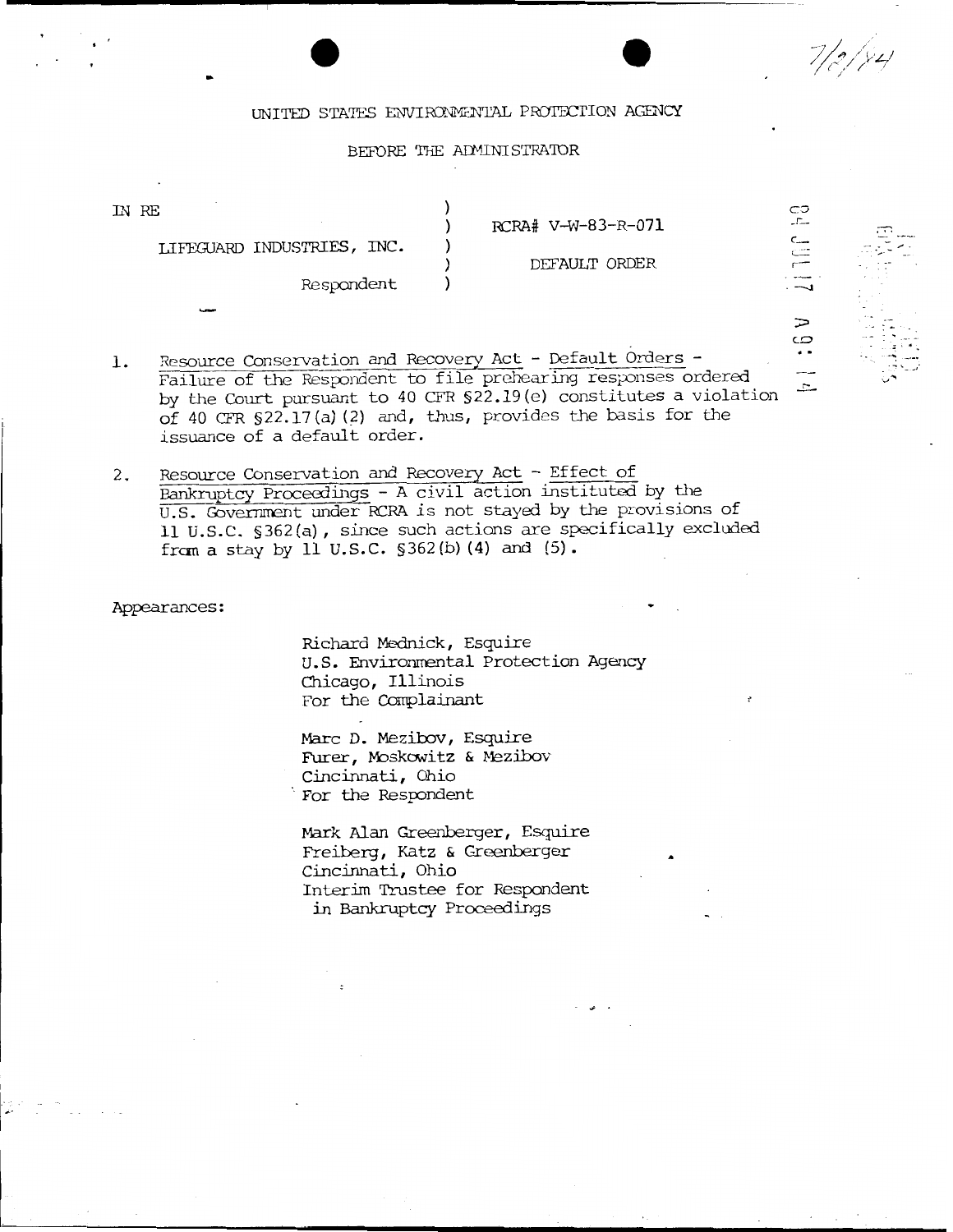7/2/84

UNITED STATES ENVIRONMENTAL PROTECTION AGENCY

BEFORE THE ADMINISTRATOR

| | | |
|---|---|---|
| IN RE | ) | |
| | ) | RCRA# V-W-83-R-071 |
| LIFEGUARD INDUSTRIES, INC. | ) | |
| | ) | DEFAULT ORDER |
| Respondent | ) | |

1. Resource Conservation and Recovery Act - Default Orders - Failure of the Respondent to file prehearing responses ordered by the Court pursuant to 40 CFR §22.19(e) constitutes a violation of 40 CFR §22.17(a)(2) and, thus, provides the basis for the issuance of a default order.

2. Resource Conservation and Recovery Act - Effect of Bankruptcy Proceedings - A civil action instituted by the U.S. Government under RCRA is not stayed by the provisions of 11 U.S.C. §362(a), since such actions are specifically excluded from a stay by 11 U.S.C. §362(b)(4) and (5).

Appearances:

Richard Mednick, Esquire
U.S. Environmental Protection Agency
Chicago, Illinois
For the Complainant

Marc D. Mezibov, Esquire
Furer, Moskowitz & Mezibov
Cincinnati, Ohio
For the Respondent

Mark Alan Greenberger, Esquire
Freiberg, Katz & Greenberger
Cincinnati, Ohio
Interim Trustee for Respondent
in Bankruptcy Proceedings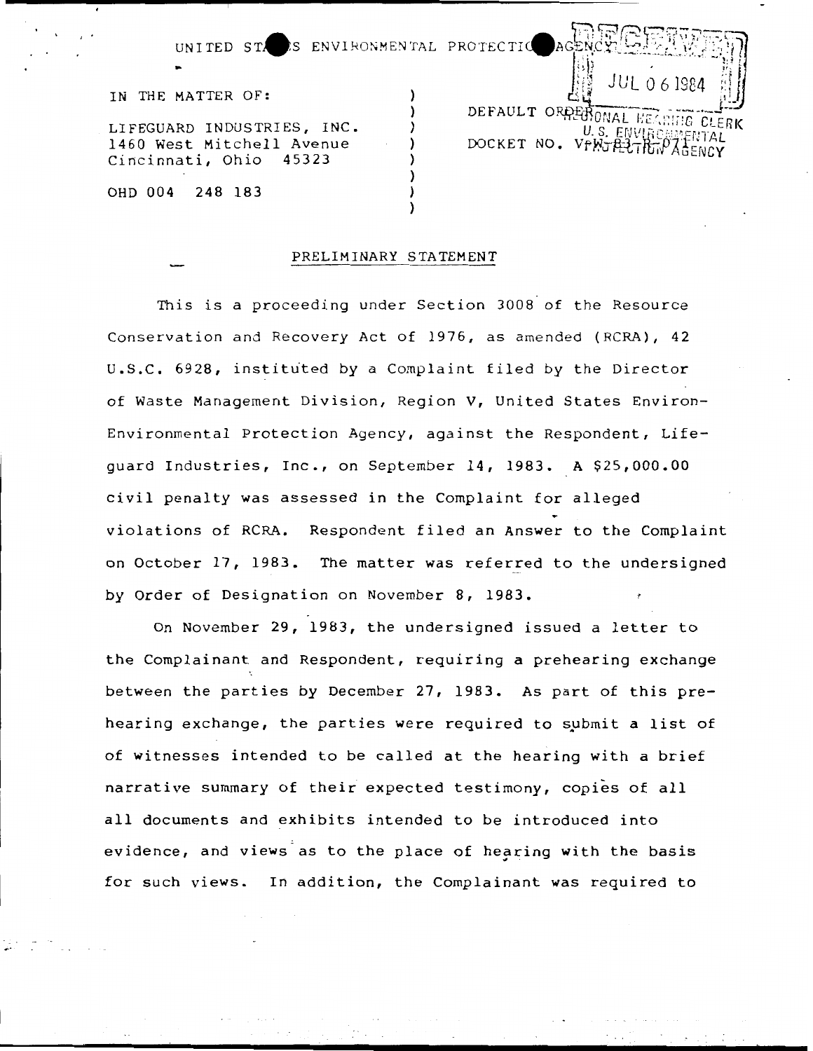UNITED STATES ENVIRONMENTAL PROTECTION AGENCY

RECEIVED JUL 06 1984 REGIONAL HEARING CLERK U.S. ENVIRONMENTAL PROTECTION AGENCY

IN THE MATTER OF:

LIFEGUARD INDUSTRIES, INC.
1460 West Mitchell Avenue
Cincinnati, Ohio 45323

OHD 004 248 183

DEFAULT ORDER

DOCKET NO. V-W-83-R-071

## PRELIMINARY STATEMENT

This is a proceeding under Section 3008 of the Resource Conservation and Recovery Act of 1976, as amended (RCRA), 42 U.S.C. 6928, instituted by a Complaint filed by the Director of Waste Management Division, Region V, United States Environ-Environmental Protection Agency, against the Respondent, Lifeguard Industries, Inc., on September 14, 1983. A $25,000.00 civil penalty was assessed in the Complaint for alleged violations of RCRA. Respondent filed an Answer to the Complaint on October 17, 1983. The matter was referred to the undersigned by Order of Designation on November 8, 1983.

On November 29, 1983, the undersigned issued a letter to the Complainant and Respondent, requiring a prehearing exchange between the parties by December 27, 1983. As part of this prehearing exchange, the parties were required to submit a list of of witnesses intended to be called at the hearing with a brief narrative summary of their expected testimony, copies of all all documents and exhibits intended to be introduced into evidence, and views as to the place of hearing with the basis for such views. In addition, the Complainant was required to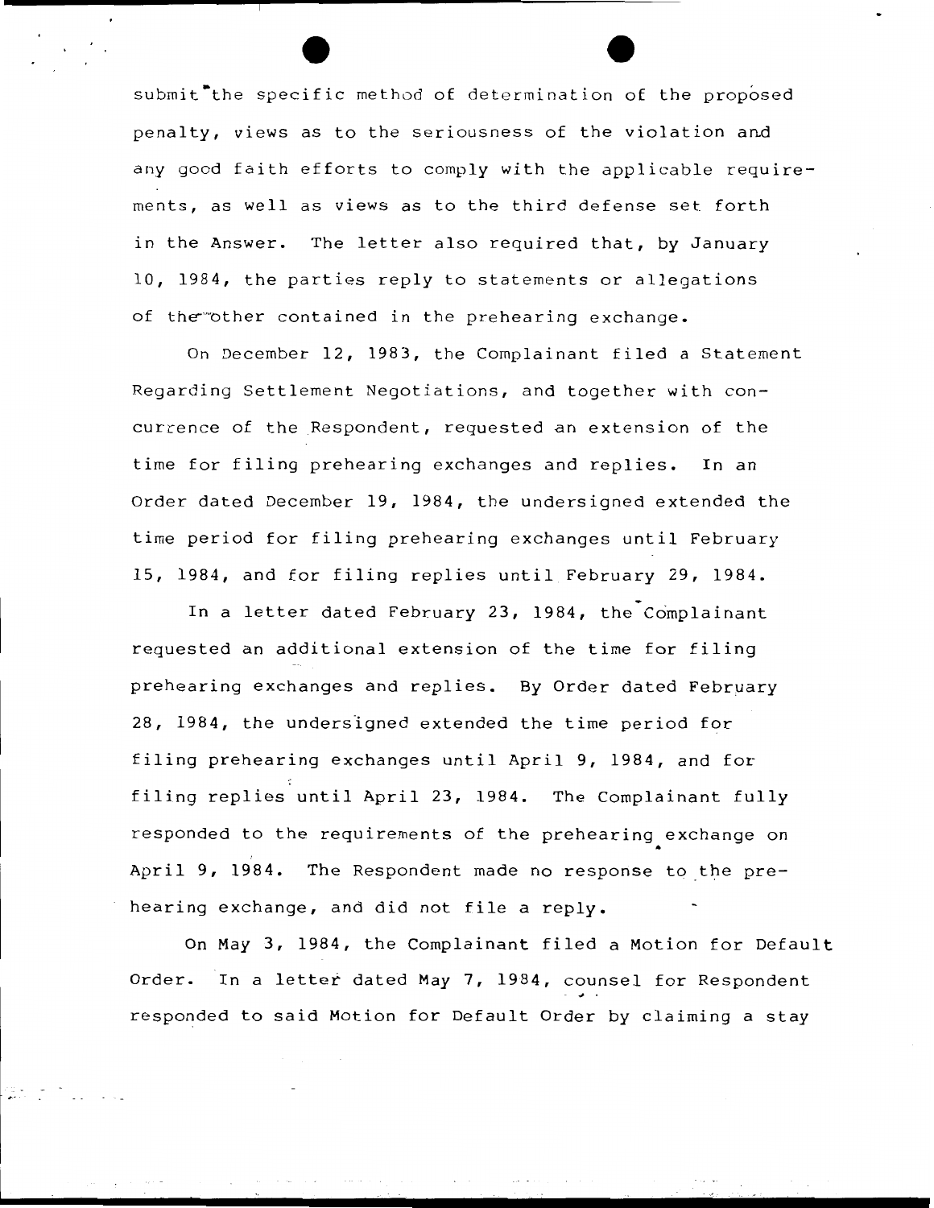submit the specific method of determination of the proposed penalty, views as to the seriousness of the violation and any good faith efforts to comply with the applicable requirements, as well as views as to the third defense set forth in the Answer. The letter also required that, by January 10, 1984, the parties reply to statements or allegations of the other contained in the prehearing exchange.

On December 12, 1983, the Complainant filed a Statement Regarding Settlement Negotiations, and together with concurrence of the Respondent, requested an extension of the time for filing prehearing exchanges and replies. In an Order dated December 19, 1984, the undersigned extended the time period for filing prehearing exchanges until February 15, 1984, and for filing replies until February 29, 1984.

In a letter dated February 23, 1984, the Complainant requested an additional extension of the time for filing prehearing exchanges and replies. By Order dated February 28, 1984, the undersigned extended the time period for filing prehearing exchanges until April 9, 1984, and for filing replies until April 23, 1984. The Complainant fully responded to the requirements of the prehearing exchange on April 9, 1984. The Respondent made no response to the prehearing exchange, and did not file a reply.

On May 3, 1984, the Complainant filed a Motion for Default Order. In a letter dated May 7, 1984, counsel for Respondent responded to said Motion for Default Order by claiming a stay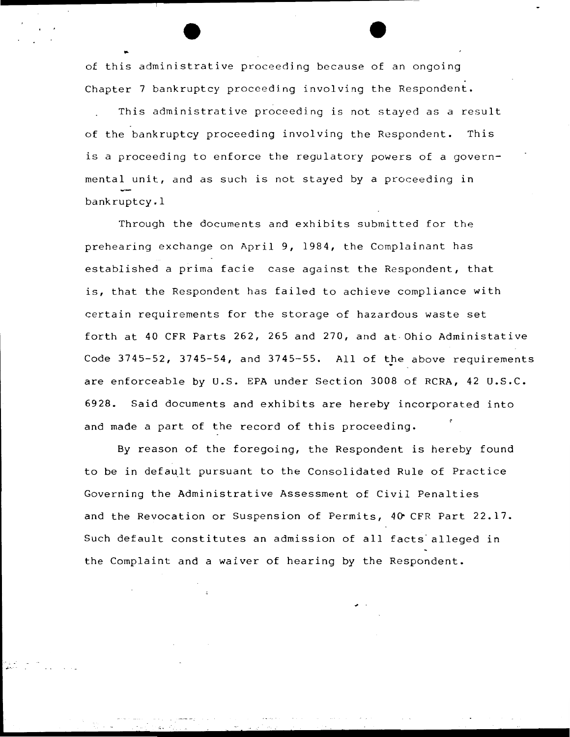of this administrative proceeding because of an ongoing Chapter 7 bankruptcy proceeding involving the Respondent.

This administrative proceeding is not stayed as a result of the bankruptcy proceeding involving the Respondent. This is a proceeding to enforce the regulatory powers of a governmental unit, and as such is not stayed by a proceeding in bankruptcy.[1]

Through the documents and exhibits submitted for the prehearing exchange on April 9, 1984, the Complainant has established a prima facie case against the Respondent, that is, that the Respondent has failed to achieve compliance with certain requirements for the storage of hazardous waste set forth at 40 CFR Parts 262, 265 and 270, and at Ohio Administative Code 3745-52, 3745-54, and 3745-55. All of the above requirements are enforceable by U.S. EPA under Section 3008 of RCRA, 42 U.S.C. 6928. Said documents and exhibits are hereby incorporated into and made a part of the record of this proceeding.

By reason of the foregoing, the Respondent is hereby found to be in default pursuant to the Consolidated Rule of Practice Governing the Administrative Assessment of Civil Penalties and the Revocation or Suspension of Permits, 40 CFR Part 22.17. Such default constitutes an admission of all facts alleged in the Complaint and a waiver of hearing by the Respondent.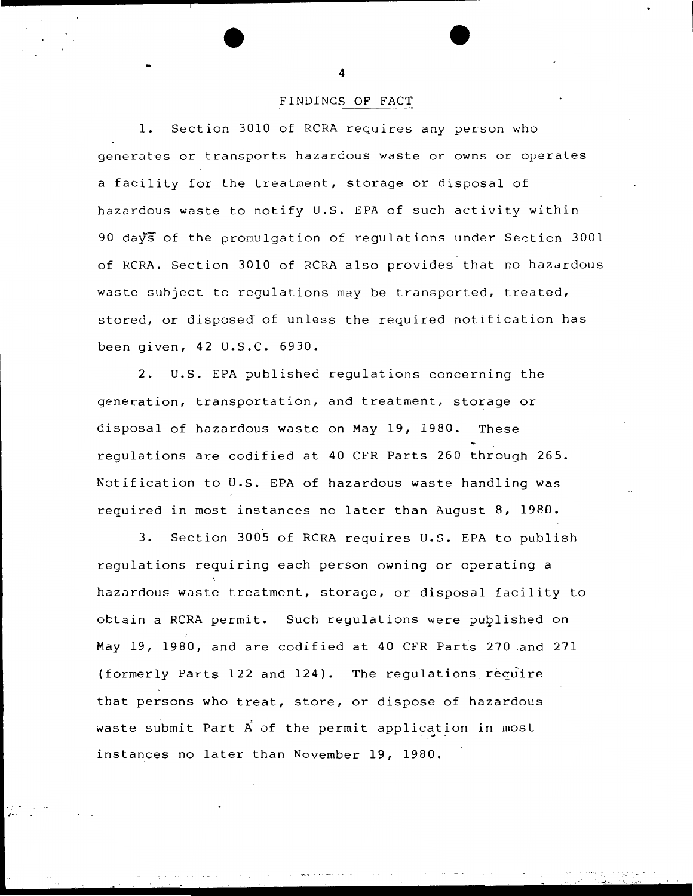## FINDINGS OF FACT

1. Section 3010 of RCRA requires any person who generates or transports hazardous waste or owns or operates a facility for the treatment, storage or disposal of hazardous waste to notify U.S. EPA of such activity within 90 days of the promulgation of regulations under Section 3001 of RCRA. Section 3010 of RCRA also provides that no hazardous waste subject to regulations may be transported, treated, stored, or disposed of unless the required notification has been given, 42 U.S.C. 6930.

2. U.S. EPA published regulations concerning the generation, transportation, and treatment, storage or disposal of hazardous waste on May 19, 1980. These regulations are codified at 40 CFR Parts 260 through 265. Notification to U.S. EPA of hazardous waste handling was required in most instances no later than August 8, 1980.

3. Section 3005 of RCRA requires U.S. EPA to publish regulations requiring each person owning or operating a hazardous waste treatment, storage, or disposal facility to obtain a RCRA permit. Such regulations were published on May 19, 1980, and are codified at 40 CFR Parts 270 and 271 (formerly Parts 122 and 124). The regulations require that persons who treat, store, or dispose of hazardous waste submit Part A of the permit application in most instances no later than November 19, 1980.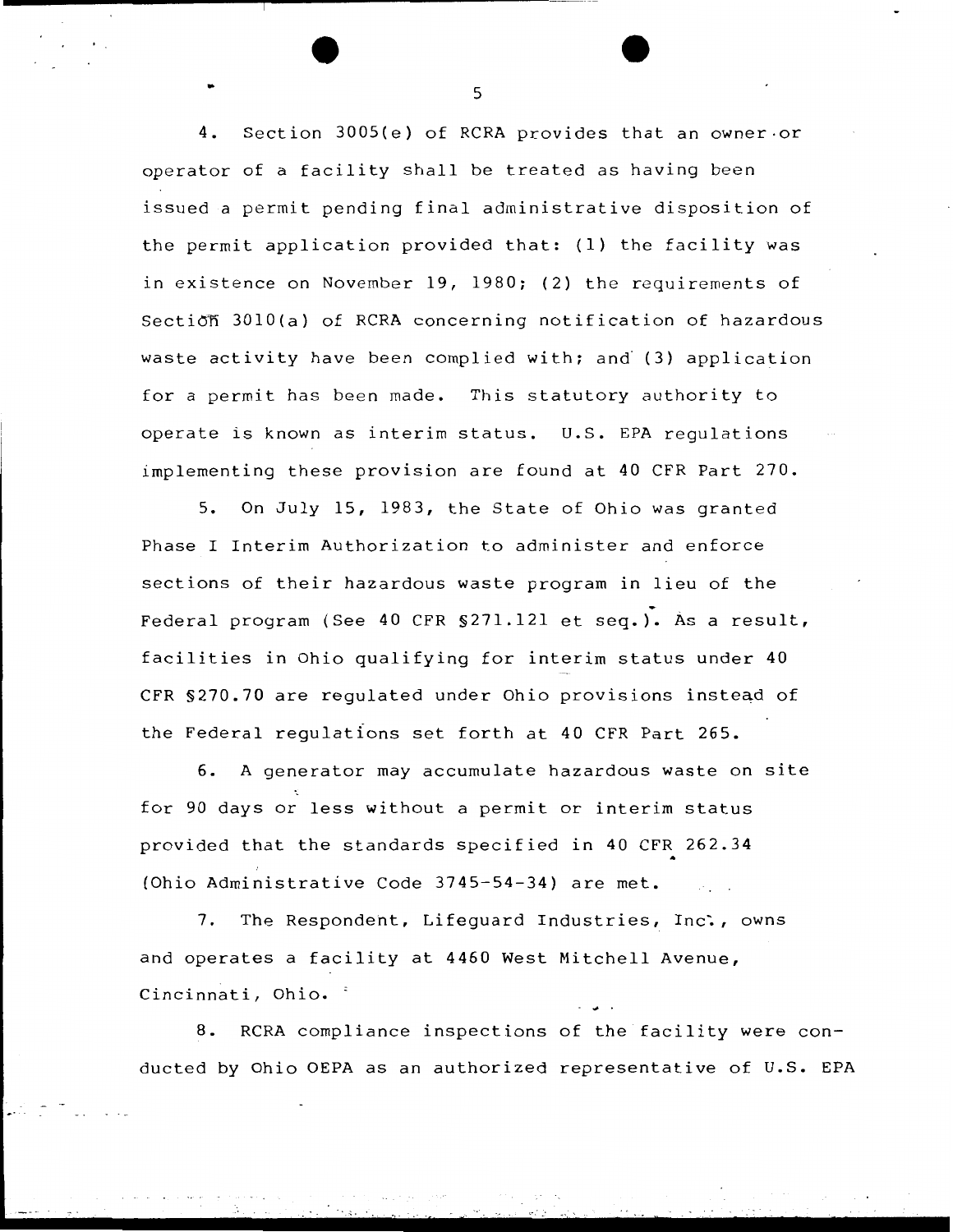4. Section 3005(e) of RCRA provides that an owner or operator of a facility shall be treated as having been issued a permit pending final administrative disposition of the permit application provided that: (1) the facility was in existence on November 19, 1980; (2) the requirements of Section 3010(a) of RCRA concerning notification of hazardous waste activity have been complied with; and (3) application for a permit has been made. This statutory authority to operate is known as interim status. U.S. EPA regulations implementing these provision are found at 40 CFR Part 270.

5. On July 15, 1983, the State of Ohio was granted Phase I Interim Authorization to administer and enforce sections of their hazardous waste program in lieu of the Federal program (See 40 CFR §271.121 et seq.). As a result, facilities in Ohio qualifying for interim status under 40 CFR §270.70 are regulated under Ohio provisions instead of the Federal regulations set forth at 40 CFR Part 265.

6. A generator may accumulate hazardous waste on site for 90 days or less without a permit or interim status provided that the standards specified in 40 CFR 262.34 (Ohio Administrative Code 3745-54-34) are met.

7. The Respondent, Lifeguard Industries, Inc., owns and operates a facility at 4460 West Mitchell Avenue, Cincinnati, Ohio.

8. RCRA compliance inspections of the facility were conducted by Ohio OEPA as an authorized representative of U.S. EPA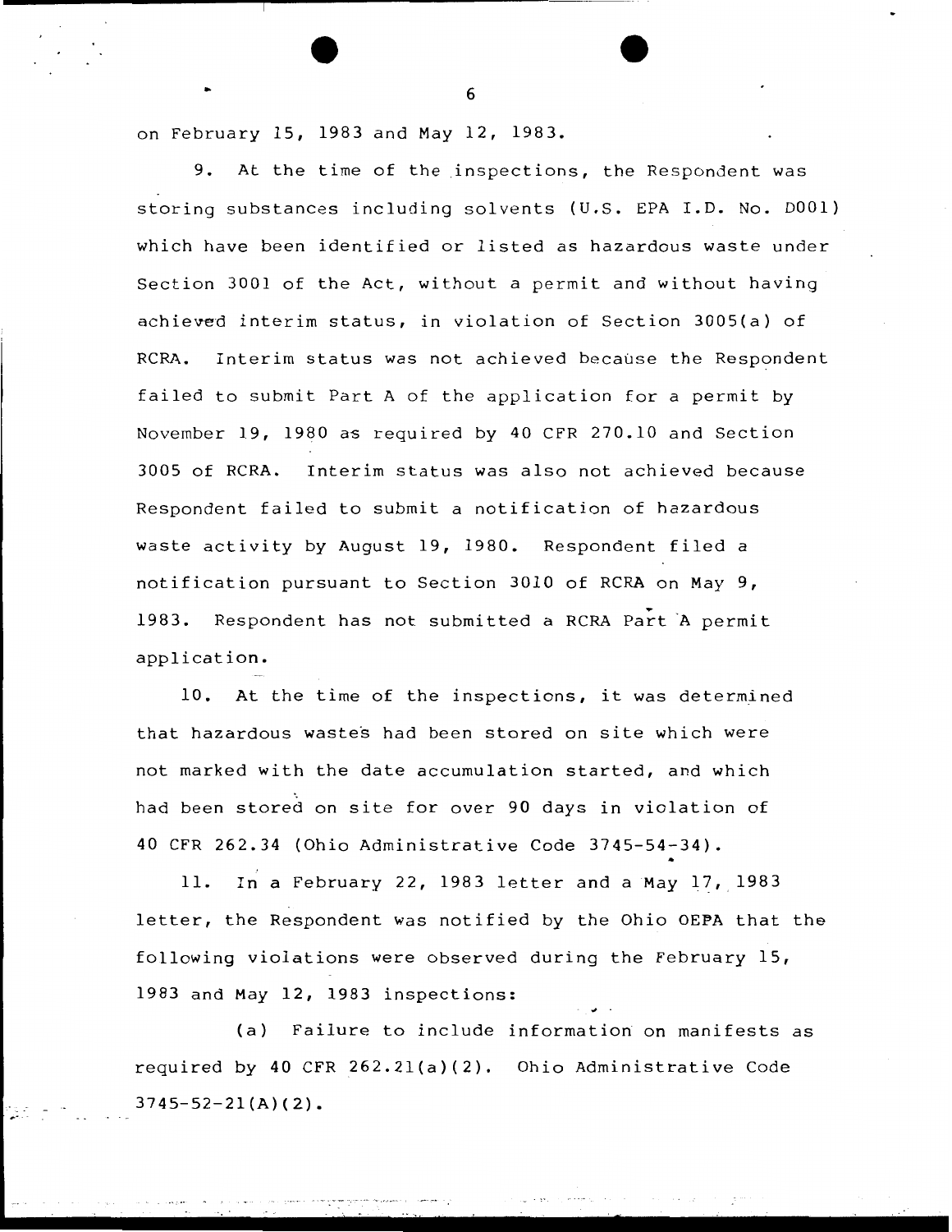on February 15, 1983 and May 12, 1983.

9. At the time of the inspections, the Respondent was storing substances including solvents (U.S. EPA I.D. No. D001) which have been identified or listed as hazardous waste under Section 3001 of the Act, without a permit and without having achieved interim status, in violation of Section 3005(a) of RCRA. Interim status was not achieved because the Respondent failed to submit Part A of the application for a permit by November 19, 1980 as required by 40 CFR 270.10 and Section 3005 of RCRA. Interim status was also not achieved because Respondent failed to submit a notification of hazardous waste activity by August 19, 1980. Respondent filed a notification pursuant to Section 3010 of RCRA on May 9, 1983. Respondent has not submitted a RCRA Part A permit application.

10. At the time of the inspections, it was determined that hazardous wastes had been stored on site which were not marked with the date accumulation started, and which had been stored on site for over 90 days in violation of 40 CFR 262.34 (Ohio Administrative Code 3745-54-34).

11. In a February 22, 1983 letter and a May 17, 1983 letter, the Respondent was notified by the Ohio OEPA that the following violations were observed during the February 15, 1983 and May 12, 1983 inspections:

(a) Failure to include information on manifests as required by 40 CFR 262.21(a)(2). Ohio Administrative Code 3745-52-21(A)(2).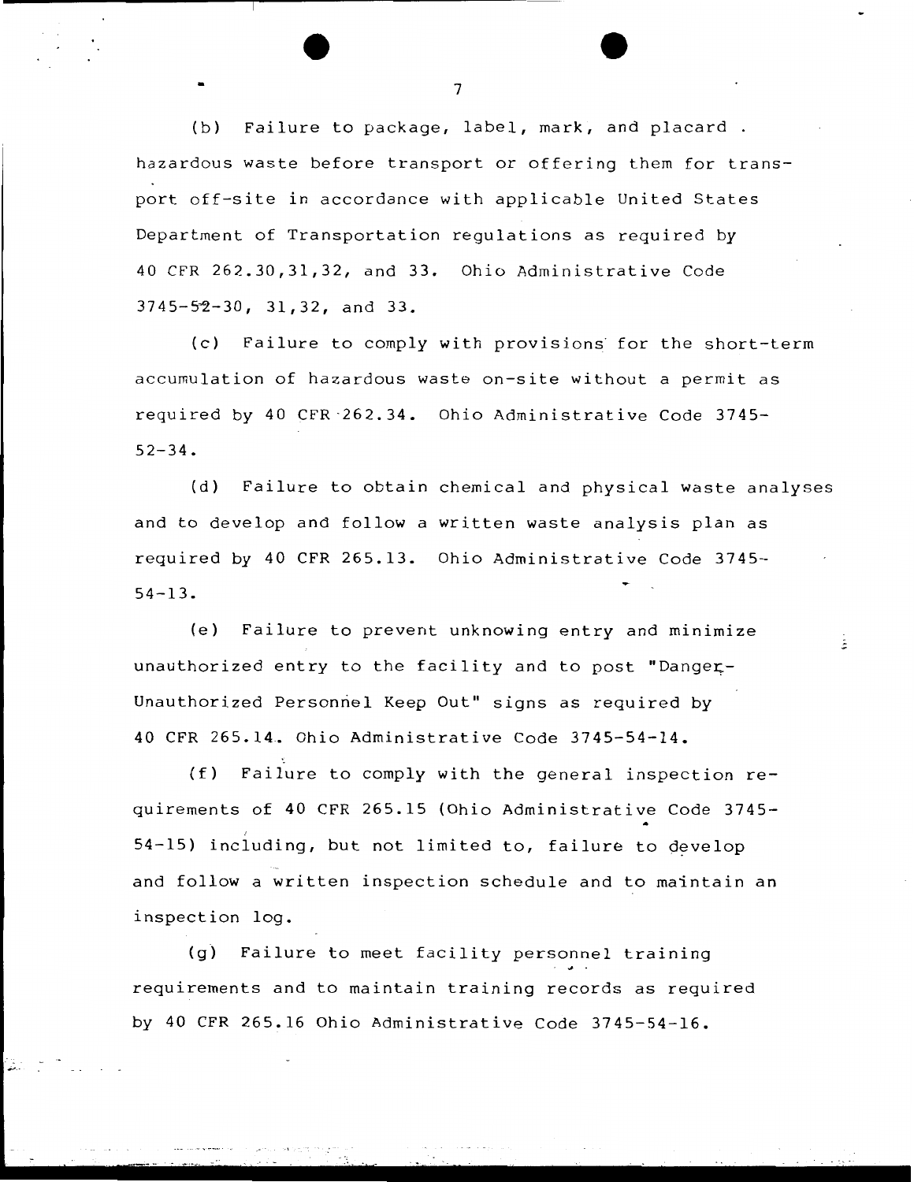(b) Failure to package, label, mark, and placard . hazardous waste before transport or offering them for transport off-site in accordance with applicable United States Department of Transportation regulations as required by 40 CFR 262.30,31,32, and 33. Ohio Administrative Code 3745-52-30, 31,32, and 33.

(c) Failure to comply with provisions for the short-term accumulation of hazardous waste on-site without a permit as required by 40 CFR 262.34. Ohio Administrative Code 3745-52-34.

(d) Failure to obtain chemical and physical waste analyses and to develop and follow a written waste analysis plan as required by 40 CFR 265.13. Ohio Administrative Code 3745-54-13.

(e) Failure to prevent unknowing entry and minimize unauthorized entry to the facility and to post "Danger-Unauthorized Personnel Keep Out" signs as required by 40 CFR 265.14. Ohio Administrative Code 3745-54-14.

(f) Failure to comply with the general inspection requirements of 40 CFR 265.15 (Ohio Administrative Code 3745-54-15) including, but not limited to, failure to develop and follow a written inspection schedule and to maintain an inspection log.

(g) Failure to meet facility personnel training requirements and to maintain training records as required by 40 CFR 265.16 Ohio Administrative Code 3745-54-16.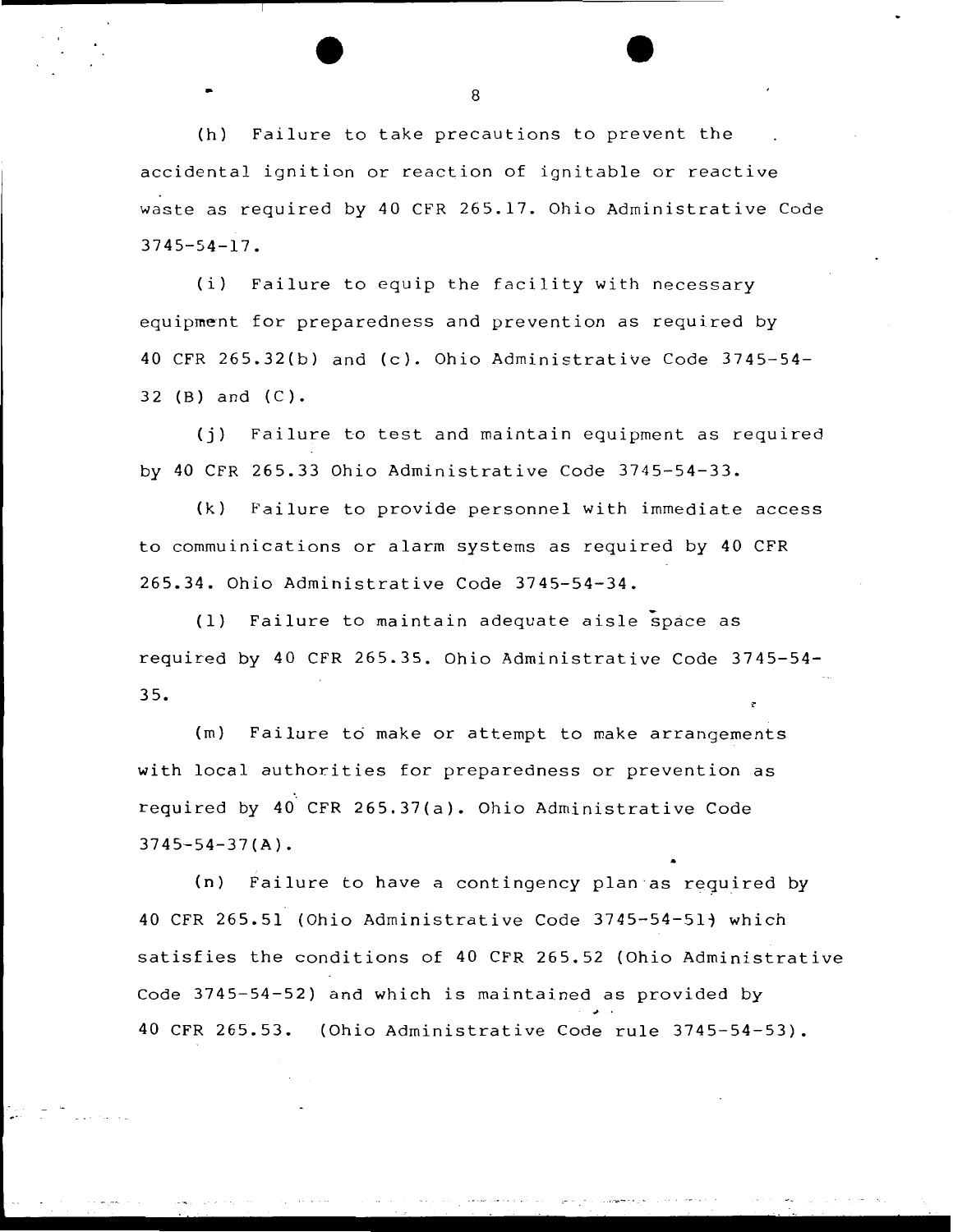(h) Failure to take precautions to prevent the accidental ignition or reaction of ignitable or reactive waste as required by 40 CFR 265.17. Ohio Administrative Code 3745-54-17.

(i) Failure to equip the facility with necessary equipment for preparedness and prevention as required by 40 CFR 265.32(b) and (c). Ohio Administrative Code 3745-54-32 (B) and (C).

(j) Failure to test and maintain equipment as required by 40 CFR 265.33 Ohio Administrative Code 3745-54-33.

(k) Failure to provide personnel with immediate access to commuinications or alarm systems as required by 40 CFR 265.34. Ohio Administrative Code 3745-54-34.

(l) Failure to maintain adequate aisle space as required by 40 CFR 265.35. Ohio Administrative Code 3745-54-35.

(m) Failure to make or attempt to make arrangements with local authorities for preparedness or prevention as required by 40 CFR 265.37(a). Ohio Administrative Code 3745-54-37(A).

(n) Failure to have a contingency plan as required by 40 CFR 265.51 (Ohio Administrative Code 3745-54-51) which satisfies the conditions of 40 CFR 265.52 (Ohio Administrative Code 3745-54-52) and which is maintained as provided by 40 CFR 265.53. (Ohio Administrative Code rule 3745-54-53).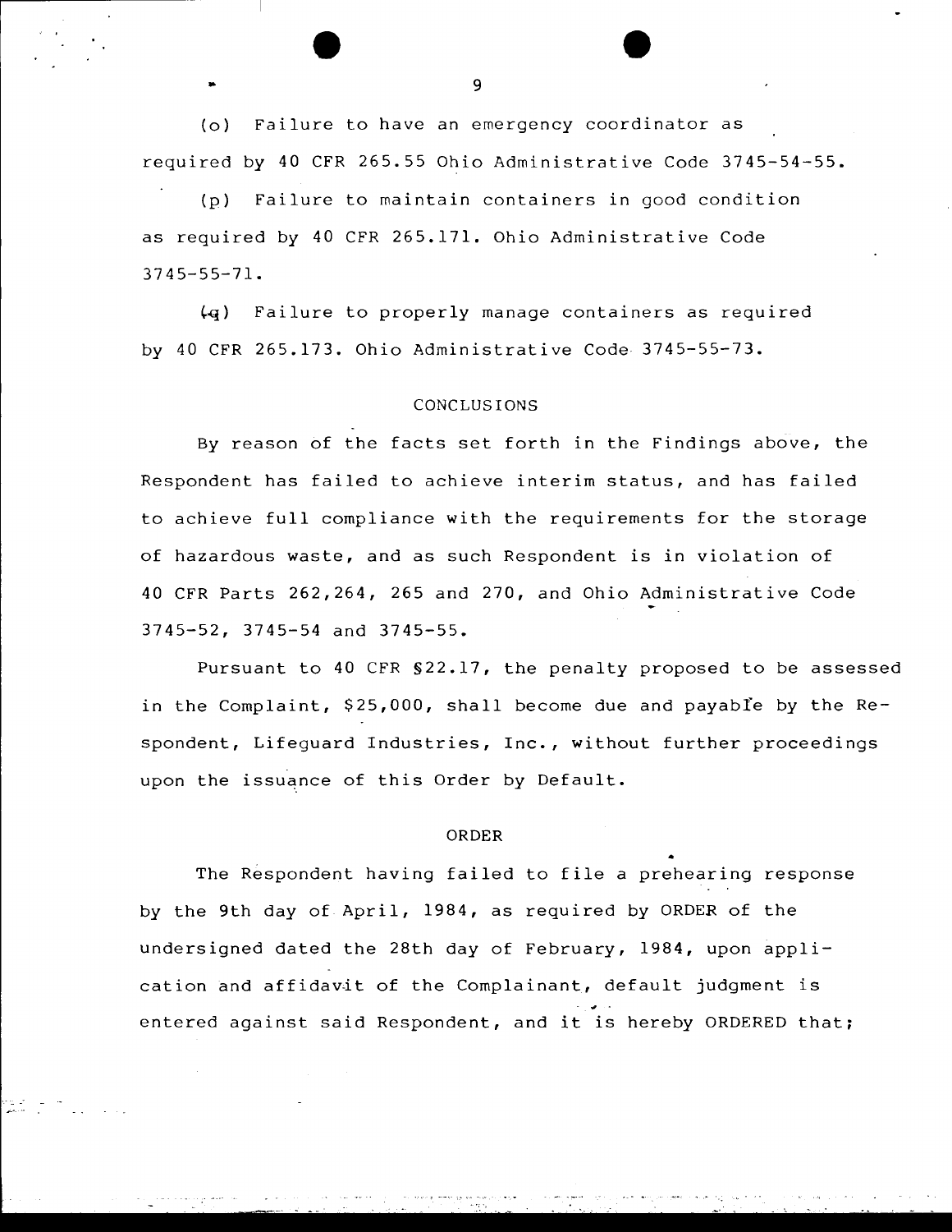(o) Failure to have an emergency coordinator as required by 40 CFR 265.55 Ohio Administrative Code 3745-54-55.

(p) Failure to maintain containers in good condition as required by 40 CFR 265.171. Ohio Administrative Code 3745-55-71.

(q) Failure to properly manage containers as required by 40 CFR 265.173. Ohio Administrative Code 3745-55-73.

## CONCLUSIONS

By reason of the facts set forth in the Findings above, the Respondent has failed to achieve interim status, and has failed to achieve full compliance with the requirements for the storage of hazardous waste, and as such Respondent is in violation of 40 CFR Parts 262,264, 265 and 270, and Ohio Administrative Code 3745-52, 3745-54 and 3745-55.

Pursuant to 40 CFR §22.17, the penalty proposed to be assessed in the Complaint, $25,000, shall become due and payable by the Respondent, Lifeguard Industries, Inc., without further proceedings upon the issuance of this Order by Default.

## ORDER

The Respondent having failed to file a prehearing response by the 9th day of April, 1984, as required by ORDER of the undersigned dated the 28th day of February, 1984, upon application and affidavit of the Complainant, default judgment is entered against said Respondent, and it is hereby ORDERED that;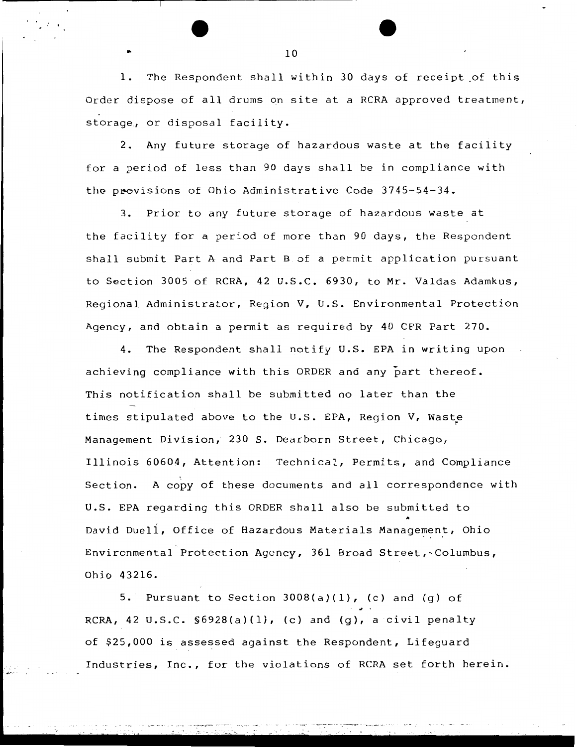1. The Respondent shall within 30 days of receipt of this Order dispose of all drums on site at a RCRA approved treatment, storage, or disposal facility.

2. Any future storage of hazardous waste at the facility for a period of less than 90 days shall be in compliance with the provisions of Ohio Administrative Code 3745-54-34.

3. Prior to any future storage of hazardous waste at the facility for a period of more than 90 days, the Respondent shall submit Part A and Part B of a permit application pursuant to Section 3005 of RCRA, 42 U.S.C. 6930, to Mr. Valdas Adamkus, Regional Administrator, Region V, U.S. Environmental Protection Agency, and obtain a permit as required by 40 CFR Part 270.

4. The Respondent shall notify U.S. EPA in writing upon achieving compliance with this ORDER and any part thereof. This notification shall be submitted no later than the times stipulated above to the U.S. EPA, Region V, Waste Management Division, 230 S. Dearborn Street, Chicago, Illinois 60604, Attention: Technical, Permits, and Compliance Section. A copy of these documents and all correspondence with U.S. EPA regarding this ORDER shall also be submitted to David Duell, Office of Hazardous Materials Management, Ohio Environmental Protection Agency, 361 Broad Street, Columbus, Ohio 43216.

5. Pursuant to Section 3008(a)(1), (c) and (g) of RCRA, 42 U.S.C. §6928(a)(1), (c) and (g), a civil penalty of $25,000 is assessed against the Respondent, Lifeguard Industries, Inc., for the violations of RCRA set forth herein.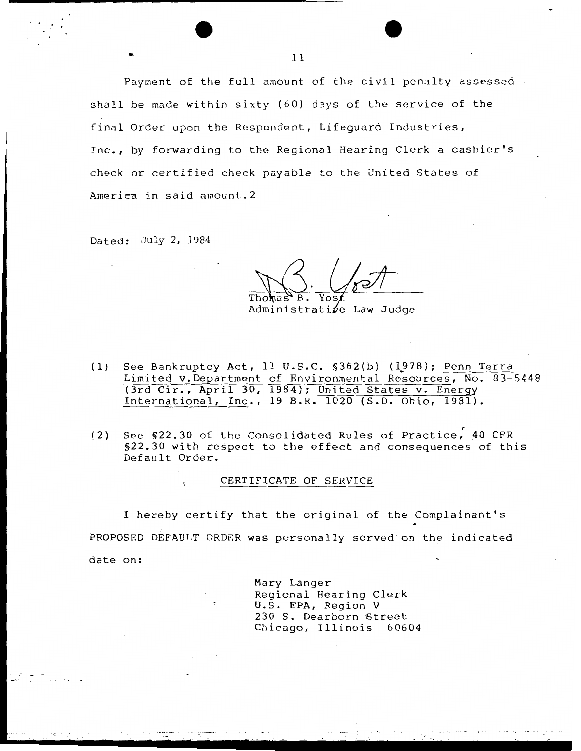Payment of the full amount of the civil penalty assessed shall be made within sixty (60) days of the service of the final Order upon the Respondent, Lifeguard Industries, Inc., by forwarding to the Regional Hearing Clerk a cashier's check or certified check payable to the United States of America in said amount.2

Dated: July 2, 1984

Thomas B. Yost
Administrative Law Judge

(1) See Bankruptcy Act, 11 U.S.C. §362(b) (1978); Penn Terra Limited v. Department of Environmental Resources, No. 83-5448 (3rd Cir., April 30, 1984); United States v. Energy International, Inc., 19 B.R. 1020 (S.D. Ohio, 1981).

(2) See §22.30 of the Consolidated Rules of Practice, 40 CFR §22.30 with respect to the effect and consequences of this Default Order.

## CERTIFICATE OF SERVICE

I hereby certify that the original of the Complainant's PROPOSED DEFAULT ORDER was personally served on the indicated date on:

Mary Langer
Regional Hearing Clerk
U.S. EPA, Region V
230 S. Dearborn Street
Chicago, Illinois 60604